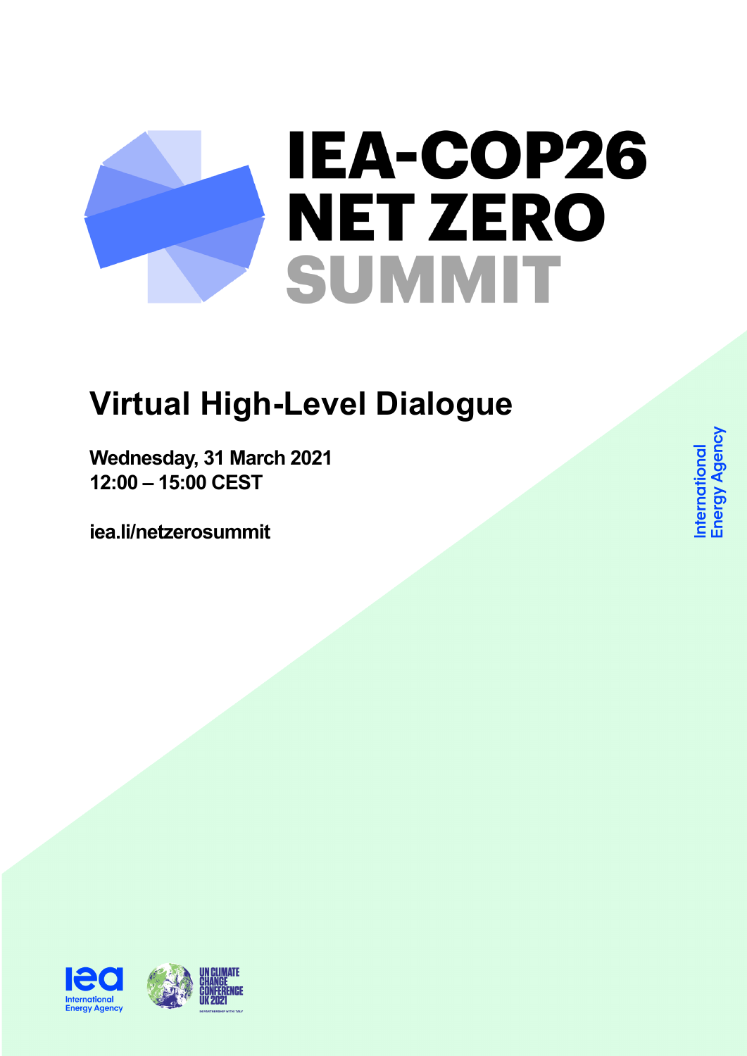# IEA-COP26 NET ZERO SUMMIT

## Virtual High-Level Dialogue

**Wednesday, 31 March 2021**
**12:00 – 15:00 CEST**

**iea.li/netzerosummit**

International Energy Agency

UN CLIMATE CHANGE CONFERENCE UK 2021

IN PARTNERSHIP WITH ITALY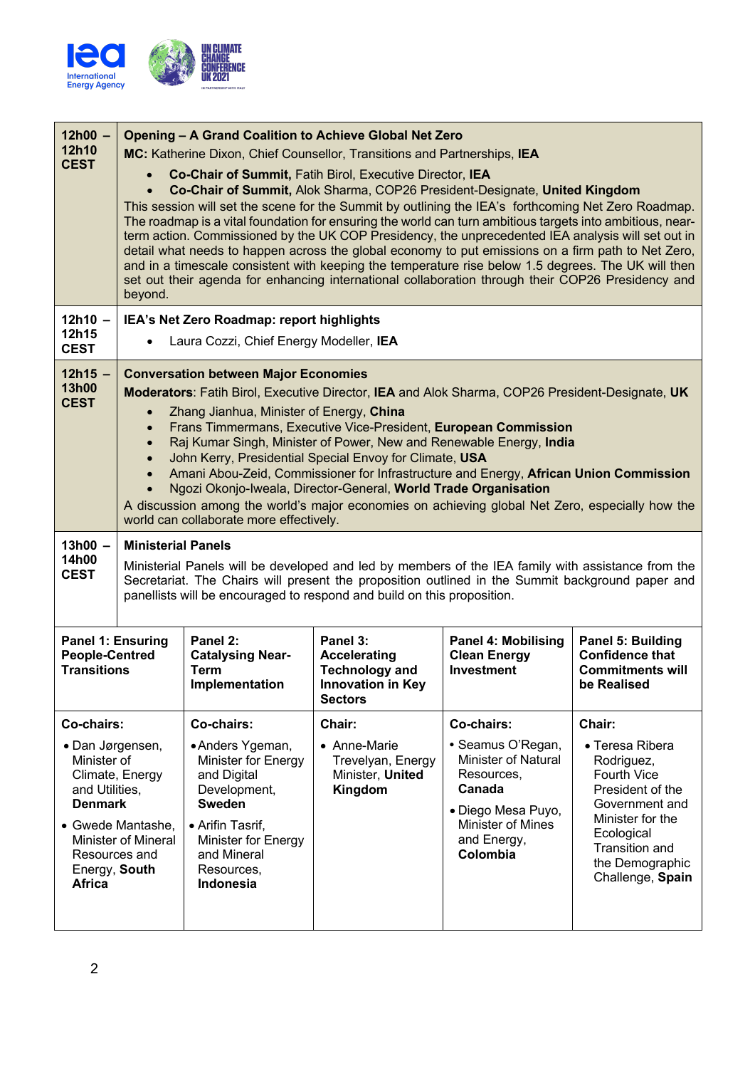| | |
|---|---|
| **12h00 – 12h10 CEST** | **Opening – A Grand Coalition to Achieve Global Net Zero**<br>**MC:** Katherine Dixon, Chief Counsellor, Transitions and Partnerships, **IEA**<br>• **Co-Chair of Summit,** Fatih Birol, Executive Director, **IEA**<br>• **Co-Chair of Summit,** Alok Sharma, COP26 President-Designate, **United Kingdom**<br>This session will set the scene for the Summit by outlining the IEA's forthcoming Net Zero Roadmap. The roadmap is a vital foundation for ensuring the world can turn ambitious targets into ambitious, near-term action. Commissioned by the UK COP Presidency, the unprecedented IEA analysis will set out in detail what needs to happen across the global economy to put emissions on a firm path to Net Zero, and in a timescale consistent with keeping the temperature rise below 1.5 degrees. The UK will then set out their agenda for enhancing international collaboration through their COP26 Presidency and beyond. |
| **12h10 – 12h15 CEST** | **IEA's Net Zero Roadmap: report highlights**<br>• Laura Cozzi, Chief Energy Modeller, **IEA** |
| **12h15 – 13h00 CEST** | **Conversation between Major Economies**<br>**Moderators**: Fatih Birol, Executive Director, **IEA** and Alok Sharma, COP26 President-Designate, **UK**<br>• Zhang Jianhua, Minister of Energy, **China**<br>• Frans Timmermans, Executive Vice-President, **European Commission**<br>• Raj Kumar Singh, Minister of Power, New and Renewable Energy, **India**<br>• John Kerry, Presidential Special Envoy for Climate, **USA**<br>• Amani Abou-Zeid, Commissioner for Infrastructure and Energy, **African Union Commission**<br>• Ngozi Okonjo-Iweala, Director-General, **World Trade Organisation**<br>A discussion among the world's major economies on achieving global Net Zero, especially how the world can collaborate more effectively. |
| **13h00 – 14h00 CEST** | **Ministerial Panels**<br>Ministerial Panels will be developed and led by members of the IEA family with assistance from the Secretariat. The Chairs will present the proposition outlined in the Summit background paper and panellists will be encouraged to respond and build on this proposition. |

| **Panel 1: Ensuring People-Centred Transitions** | **Panel 2: Catalysing Near-Term Implementation** | **Panel 3: Accelerating Technology and Innovation in Key Sectors** | **Panel 4: Mobilising Clean Energy Investment** | **Panel 5: Building Confidence that Commitments will be Realised** |
|---|---|---|---|---|
| **Co-chairs:**<br>• Dan Jørgensen, Minister of Climate, Energy and Utilities, **Denmark**<br>• Gwede Mantashe, Minister of Mineral Resources and Energy, **South Africa** | **Co-chairs:**<br>• Anders Ygeman, Minister for Energy and Digital Development, **Sweden**<br>• Arifin Tasrif, Minister for Energy and Mineral Resources, **Indonesia** | **Chair:**<br>• Anne-Marie Trevelyan, Energy Minister, **United Kingdom** | **Co-chairs:**<br>• Seamus O'Regan, Minister of Natural Resources, **Canada**<br>• Diego Mesa Puyo, Minister of Mines and Energy, **Colombia** | **Chair:**<br>• Teresa Ribera Rodriguez, Fourth Vice President of the Government and Minister for the Ecological Transition and the Demographic Challenge, **Spain** |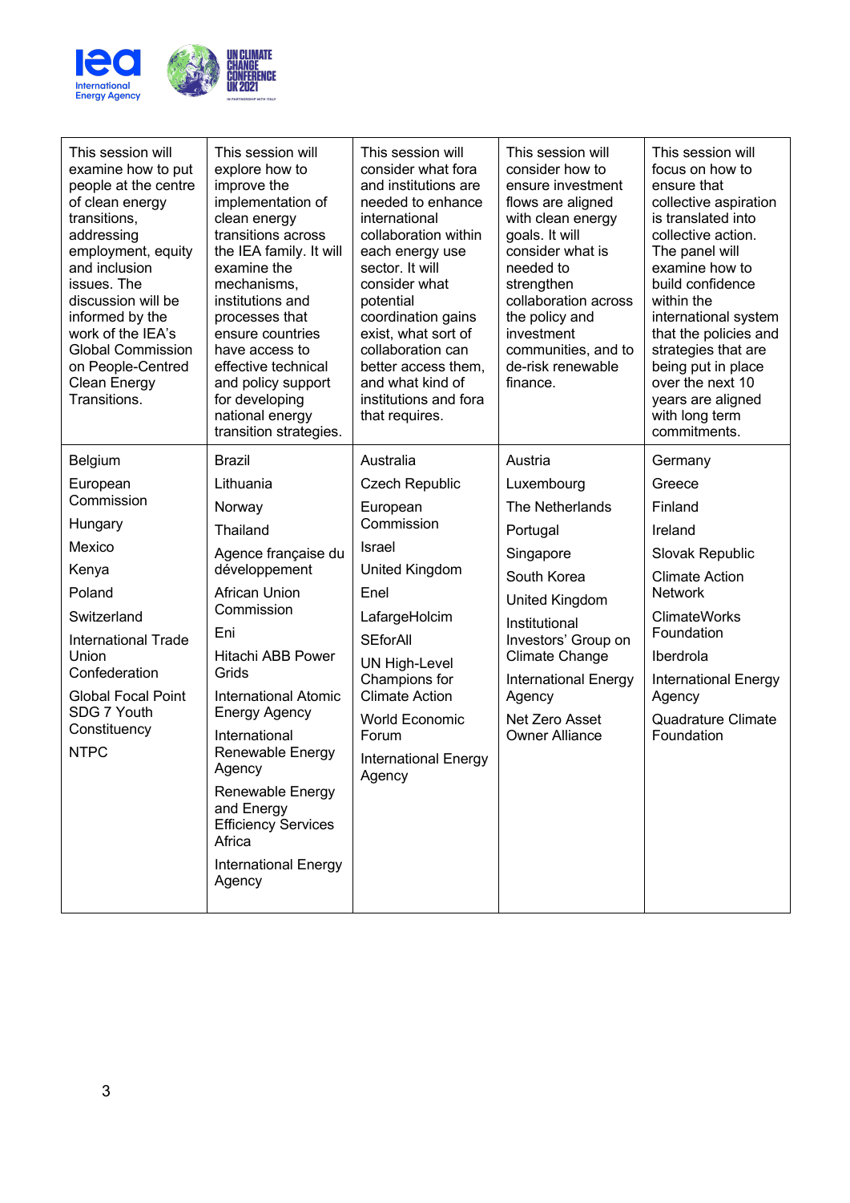| This session will examine how to put people at the centre of clean energy transitions, addressing employment, equity and inclusion issues. The discussion will be informed by the work of the IEA's Global Commission on People-Centred Clean Energy Transitions. | This session will explore how to improve the implementation of clean energy transitions across the IEA family. It will examine the mechanisms, institutions and processes that ensure countries have access to effective technical and policy support for developing national energy transition strategies. | This session will consider what fora and institutions are needed to enhance international collaboration within each energy use sector. It will consider what potential coordination gains exist, what sort of collaboration can better access them, and what kind of institutions and fora that requires. | This session will consider how to ensure investment flows are aligned with clean energy goals. It will consider what is needed to strengthen collaboration across the policy and investment communities, and to de-risk renewable finance. | This session will focus on how to ensure that collective aspiration is translated into collective action. The panel will examine how to build confidence within the international system that the policies and strategies that are being put in place over the next 10 years are aligned with long term commitments. |
| --- | --- | --- | --- | --- |
| Belgium<br>European Commission<br>Hungary<br>Mexico<br>Kenya<br>Poland<br>Switzerland<br>International Trade Union Confederation<br>Global Focal Point SDG 7 Youth Constituency<br>NTPC | Brazil<br>Lithuania<br>Norway<br>Thailand<br>Agence française du développement<br>African Union Commission<br>Eni<br>Hitachi ABB Power Grids<br>International Atomic Energy Agency<br>International Renewable Energy Agency<br>Renewable Energy and Energy Efficiency Services Africa<br>International Energy Agency | Australia<br>Czech Republic<br>European Commission<br>Israel<br>United Kingdom<br>Enel<br>LafargeHolcim<br>SEforAll<br>UN High-Level Champions for Climate Action<br>World Economic Forum<br>International Energy Agency | Austria<br>Luxembourg<br>The Netherlands<br>Portugal<br>Singapore<br>South Korea<br>United Kingdom<br>Institutional Investors' Group on Climate Change<br>International Energy Agency<br>Net Zero Asset Owner Alliance | Germany<br>Greece<br>Finland<br>Ireland<br>Slovak Republic<br>Climate Action Network<br>ClimateWorks Foundation<br>Iberdrola<br>International Energy Agency<br>Quadrature Climate Foundation |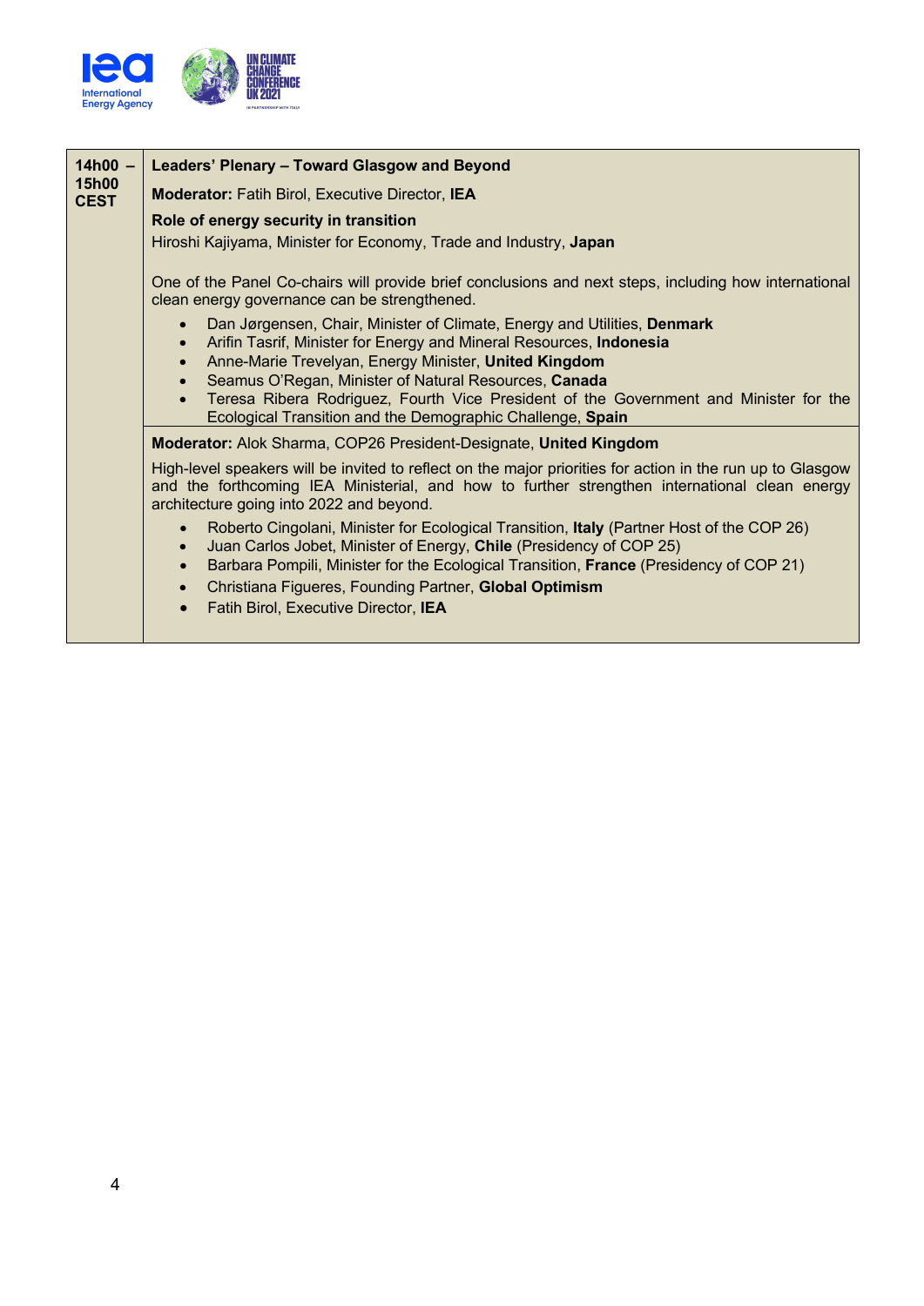| | |
|---|---|
| **14h00 – 15h00 CEST** | **Leaders' Plenary – Toward Glasgow and Beyond**<br><br>**Moderator:** Fatih Birol, Executive Director, **IEA**<br><br>**Role of energy security in transition**<br>Hiroshi Kajiyama, Minister for Economy, Trade and Industry, **Japan**<br><br>One of the Panel Co-chairs will provide brief conclusions and next steps, including how international clean energy governance can be strengthened.<br><br>• Dan Jørgensen, Chair, Minister of Climate, Energy and Utilities, **Denmark**<br>• Arifin Tasrif, Minister for Energy and Mineral Resources, **Indonesia**<br>• Anne-Marie Trevelyan, Energy Minister, **United Kingdom**<br>• Seamus O'Regan, Minister of Natural Resources, **Canada**<br>• Teresa Ribera Rodriguez, Fourth Vice President of the Government and Minister for the Ecological Transition and the Demographic Challenge, **Spain** |
| | **Moderator:** Alok Sharma, COP26 President-Designate, **United Kingdom**<br><br>High-level speakers will be invited to reflect on the major priorities for action in the run up to Glasgow and the forthcoming IEA Ministerial, and how to further strengthen international clean energy architecture going into 2022 and beyond.<br><br>• Roberto Cingolani, Minister for Ecological Transition, **Italy** (Partner Host of the COP 26)<br>• Juan Carlos Jobet, Minister of Energy, **Chile** (Presidency of COP 25)<br>• Barbara Pompili, Minister for the Ecological Transition, **France** (Presidency of COP 21)<br>• Christiana Figueres, Founding Partner, **Global Optimism**<br>• Fatih Birol, Executive Director, **IEA** |